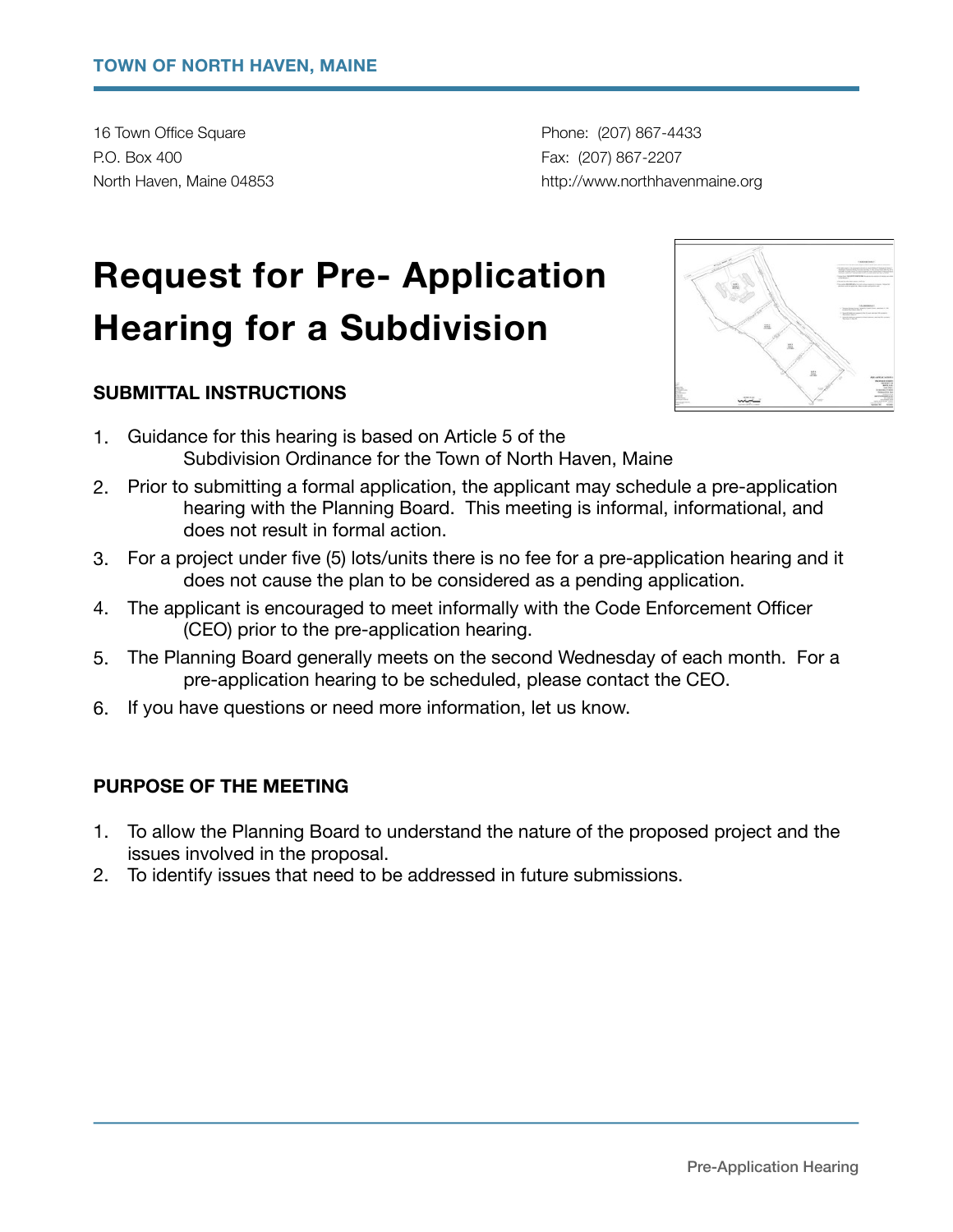**TOWN OF NORTH HAVEN, MAINE**

16 Town Office Square
P.O. Box 400
North Haven, Maine 04853

Phone: (207) 867-4433
Fax: (207) 867-2207
http://www.northhavenmaine.org

# Request for Pre- Application Hearing for a Subdivision

### SUBMITTAL INSTRUCTIONS

1. Guidance for this hearing is based on Article 5 of the Subdivision Ordinance for the Town of North Haven, Maine
2. Prior to submitting a formal application, the applicant may schedule a pre-application hearing with the Planning Board. This meeting is informal, informational, and does not result in formal action.
3. For a project under five (5) lots/units there is no fee for a pre-application hearing and it does not cause the plan to be considered as a pending application.
4. The applicant is encouraged to meet informally with the Code Enforcement Officer (CEO) prior to the pre-application hearing.
5. The Planning Board generally meets on the second Wednesday of each month. For a pre-application hearing to be scheduled, please contact the CEO.
6. If you have questions or need more information, let us know.

### PURPOSE OF THE MEETING

1. To allow the Planning Board to understand the nature of the proposed project and the issues involved in the proposal.
2. To identify issues that need to be addressed in future submissions.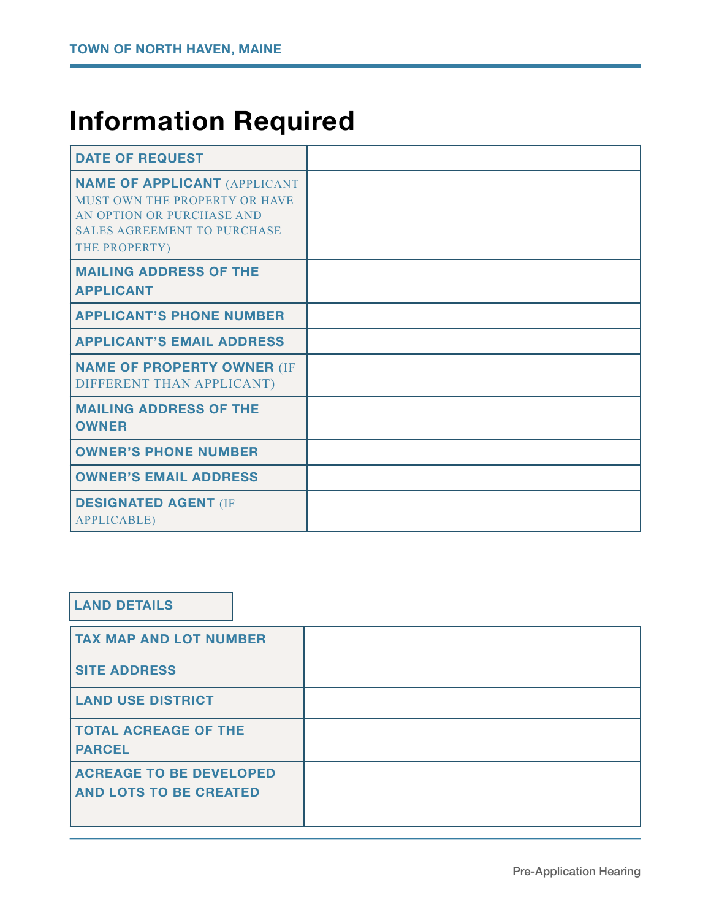# Information Required

| | |
|---|---|
| **DATE OF REQUEST** | |
| **NAME OF APPLICANT** (APPLICANT MUST OWN THE PROPERTY OR HAVE AN OPTION OR PURCHASE AND SALES AGREEMENT TO PURCHASE THE PROPERTY) | |
| **MAILING ADDRESS OF THE APPLICANT** | |
| **APPLICANT'S PHONE NUMBER** | |
| **APPLICANT'S EMAIL ADDRESS** | |
| **NAME OF PROPERTY OWNER** (IF DIFFERENT THAN APPLICANT) | |
| **MAILING ADDRESS OF THE OWNER** | |
| **OWNER'S PHONE NUMBER** | |
| **OWNER'S EMAIL ADDRESS** | |
| **DESIGNATED AGENT** (IF APPLICABLE) | |

**LAND DETAILS**

| | |
|---|---|
| **TAX MAP AND LOT NUMBER** | |
| **SITE ADDRESS** | |
| **LAND USE DISTRICT** | |
| **TOTAL ACREAGE OF THE PARCEL** | |
| **ACREAGE TO BE DEVELOPED AND LOTS TO BE CREATED** | |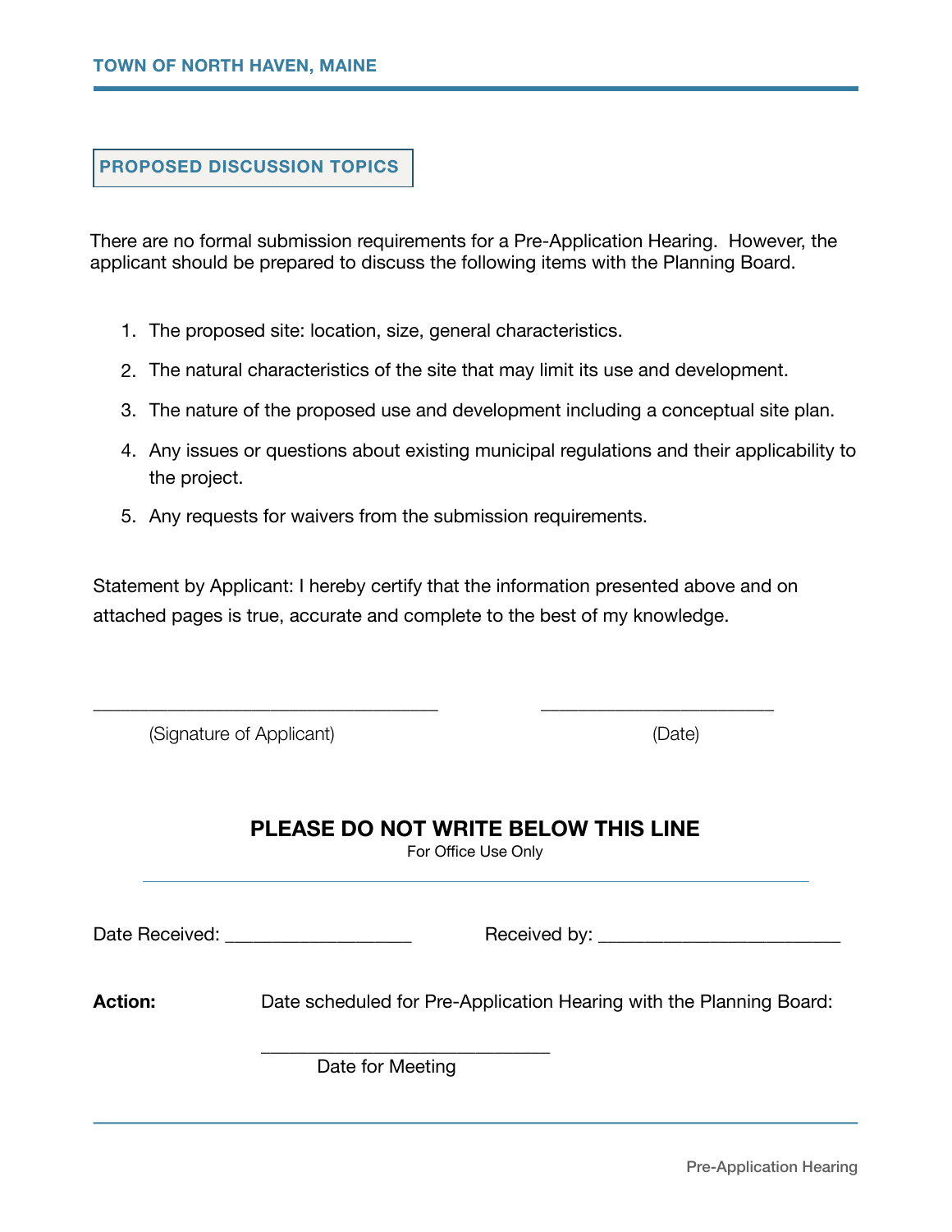## PROPOSED DISCUSSION TOPICS

There are no formal submission requirements for a Pre-Application Hearing. However, the applicant should be prepared to discuss the following items with the Planning Board.

1. The proposed site: location, size, general characteristics.
2. The natural characteristics of the site that may limit its use and development.
3. The nature of the proposed use and development including a conceptual site plan.
4. Any issues or questions about existing municipal regulations and their applicability to the project.
5. Any requests for waivers from the submission requirements.

Statement by Applicant: I hereby certify that the information presented above and on attached pages is true, accurate and complete to the best of my knowledge.

___________________________________ (Signature of Applicant)

_______________________ (Date)

**PLEASE DO NOT WRITE BELOW THIS LINE**

For Office Use Only

Date Received: ___________________ Received by: ________________________

**Action:** Date scheduled for Pre-Application Hearing with the Planning Board:

_____________________________ Date for Meeting